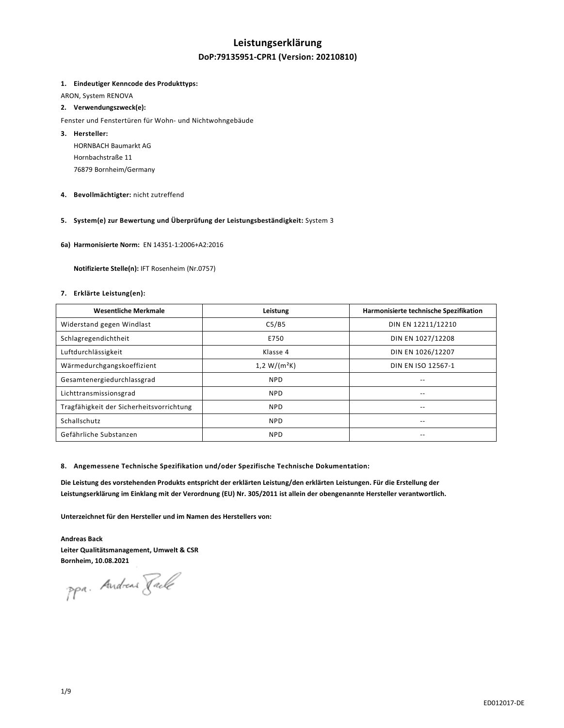# Leistungserklärung

## DoP:79135951-CPR1 (Version: 20210810)

1. **Eindeutiger Kenncode des Produkttyps:**

ARON, System RENOVA

2. **Verwendungszweck(e):**

Fenster und Fenstertüren für Wohn- und Nichtwohngebäude

3. **Hersteller:**

HORNBACH Baumarkt AG
Hornbachstraße 11
76879 Bornheim/Germany

4. **Bevollmächtigter:** nicht zutreffend

5. **System(e) zur Bewertung und Überprüfung der Leistungsbeständigkeit:** System 3

**6a) Harmonisierte Norm:** EN 14351-1:2006+A2:2016

**Notifizierte Stelle(n):** IFT Rosenheim (Nr.0757)

7. **Erklärte Leistung(en):**

| Wesentliche Merkmale | Leistung | Harmonisierte technische Spezifikation |
|---|---|---|
| Widerstand gegen Windlast | C5/B5 | DIN EN 12211/12210 |
| Schlagregendichtheit | E750 | DIN EN 1027/12208 |
| Luftdurchlässigkeit | Klasse 4 | DIN EN 1026/12207 |
| Wärmedurchgangskoeffizient | 1,2 $W/(m^2K)$ | DIN EN ISO 12567-1 |
| Gesamtenergiedurchlassgrad | NPD | -- |
| Lichttransmissionsgrad | NPD | -- |
| Tragfähigkeit der Sicherheitsvorrichtung | NPD | -- |
| Schallschutz | NPD | -- |
| Gefährliche Substanzen | NPD | -- |

8. **Angemessene Technische Spezifikation und/oder Spezifische Technische Dokumentation:**

**Die Leistung des vorstehenden Produkts entspricht der erklärten Leistung/den erklärten Leistungen. Für die Erstellung der Leistungserklärung im Einklang mit der Verordnung (EU) Nr. 305/2011 ist allein der obengenannte Hersteller verantwortlich.**

**Unterzeichnet für den Hersteller und im Namen des Herstellers von:**

**Andreas Back**
**Leiter Qualitätsmanagement, Umwelt & CSR**
**Bornheim, 10.08.2021**

ppa. Andreas Back

ED012017-DE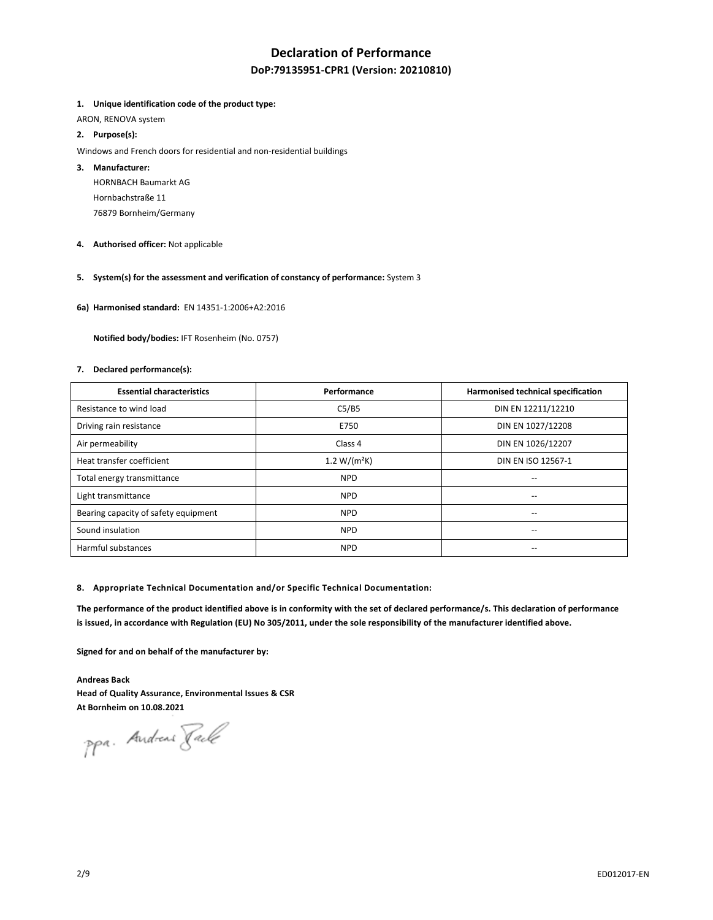# Declaration of Performance

## DoP:79135951-CPR1 (Version: 20210810)

1. **Unique identification code of the product type:**

ARON, RENOVA system

2. **Purpose(s):**

Windows and French doors for residential and non-residential buildings

3. **Manufacturer:**

   HORNBACH Baumarkt AG
   
   Hornbachstraße 11
   
   76879 Bornheim/Germany

4. **Authorised officer:** Not applicable

5. **System(s) for the assessment and verification of constancy of performance:** System 3

**6a) Harmonised standard:** EN 14351-1:2006+A2:2016

**Notified body/bodies:** IFT Rosenheim (No. 0757)

7. **Declared performance(s):**

| Essential characteristics | Performance | Harmonised technical specification |
|---|---|---|
| Resistance to wind load | C5/B5 | DIN EN 12211/12210 |
| Driving rain resistance | E750 | DIN EN 1027/12208 |
| Air permeability | Class 4 | DIN EN 1026/12207 |
| Heat transfer coefficient | 1.2 $W/(m^2K)$ | DIN EN ISO 12567-1 |
| Total energy transmittance | NPD | -- |
| Light transmittance | NPD | -- |
| Bearing capacity of safety equipment | NPD | -- |
| Sound insulation | NPD | -- |
| Harmful substances | NPD | -- |

8. **Appropriate Technical Documentation and/or Specific Technical Documentation:**

**The performance of the product identified above is in conformity with the set of declared performance/s. This declaration of performance is issued, in accordance with Regulation (EU) No 305/2011, under the sole responsibility of the manufacturer identified above.**

**Signed for and on behalf of the manufacturer by:**

**Andreas Back**
**Head of Quality Assurance, Environmental Issues & CSR**
**At Bornheim on 10.08.2021**

ppa. Andreas Back

ED012017-EN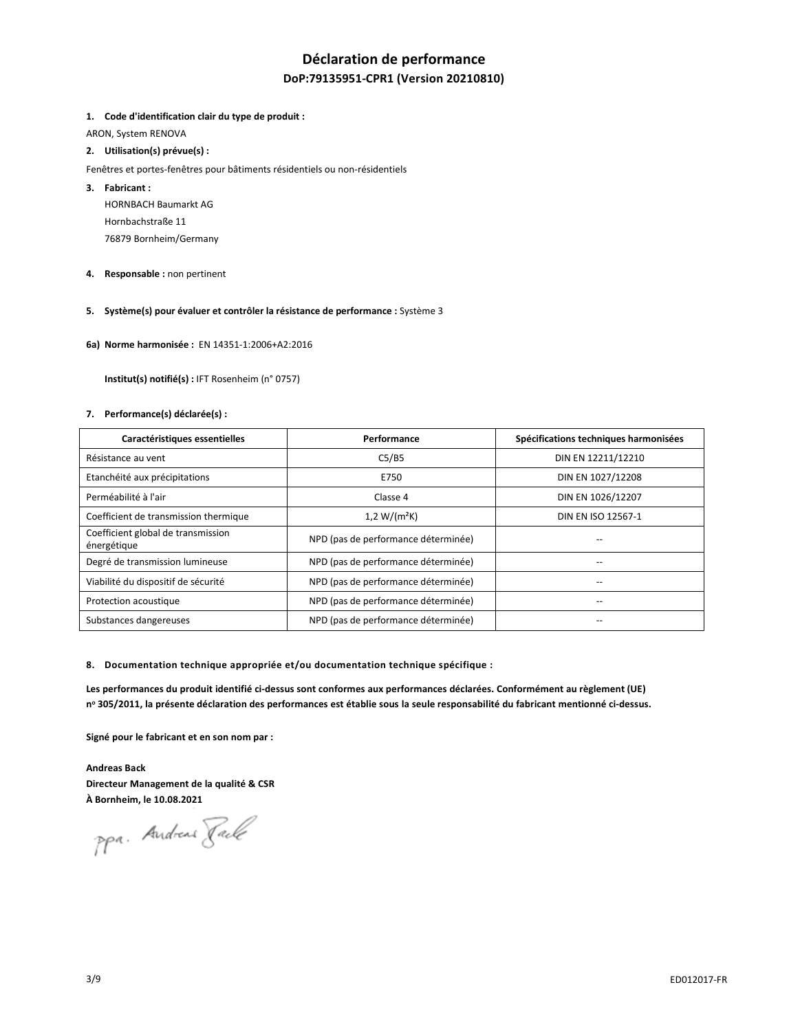# Déclaration de performance

## DoP:79135951-CPR1 (Version 20210810)

1. **Code d'identification clair du type de produit :**

ARON, System RENOVA

2. **Utilisation(s) prévue(s) :**

Fenêtres et portes-fenêtres pour bâtiments résidentiels ou non-résidentiels

3. **Fabricant :**

   HORNBACH Baumarkt AG
   Hornbachstraße 11
   76879 Bornheim/Germany

4. **Responsable :** non pertinent

5. **Système(s) pour évaluer et contrôler la résistance de performance :** Système 3

**6a) Norme harmonisée :** EN 14351-1:2006+A2:2016

**Institut(s) notifié(s) :** IFT Rosenheim (n° 0757)

7. **Performance(s) déclarée(s) :**

| Caractéristiques essentielles | Performance | Spécifications techniques harmonisées |
|---|---|---|
| Résistance au vent | C5/B5 | DIN EN 12211/12210 |
| Etanchéité aux précipitations | E750 | DIN EN 1027/12208 |
| Perméabilité à l'air | Classe 4 | DIN EN 1026/12207 |
| Coefficient de transmission thermique | 1,2 W/(m²K) | DIN EN ISO 12567-1 |
| Coefficient global de transmission énergétique | NPD (pas de performance déterminée) | -- |
| Degré de transmission lumineuse | NPD (pas de performance déterminée) | -- |
| Viabilité du dispositif de sécurité | NPD (pas de performance déterminée) | -- |
| Protection acoustique | NPD (pas de performance déterminée) | -- |
| Substances dangereuses | NPD (pas de performance déterminée) | -- |

8. **Documentation technique appropriée et/ou documentation technique spécifique :**

**Les performances du produit identifié ci-dessus sont conformes aux performances déclarées. Conformément au règlement (UE) nº 305/2011, la présente déclaration des performances est établie sous la seule responsabilité du fabricant mentionné ci-dessus.**

**Signé pour le fabricant et en son nom par :**

**Andreas Back**
**Directeur Management de la qualité & CSR**
**À Bornheim, le 10.08.2021**

ppa. Andreas Back

ED012017-FR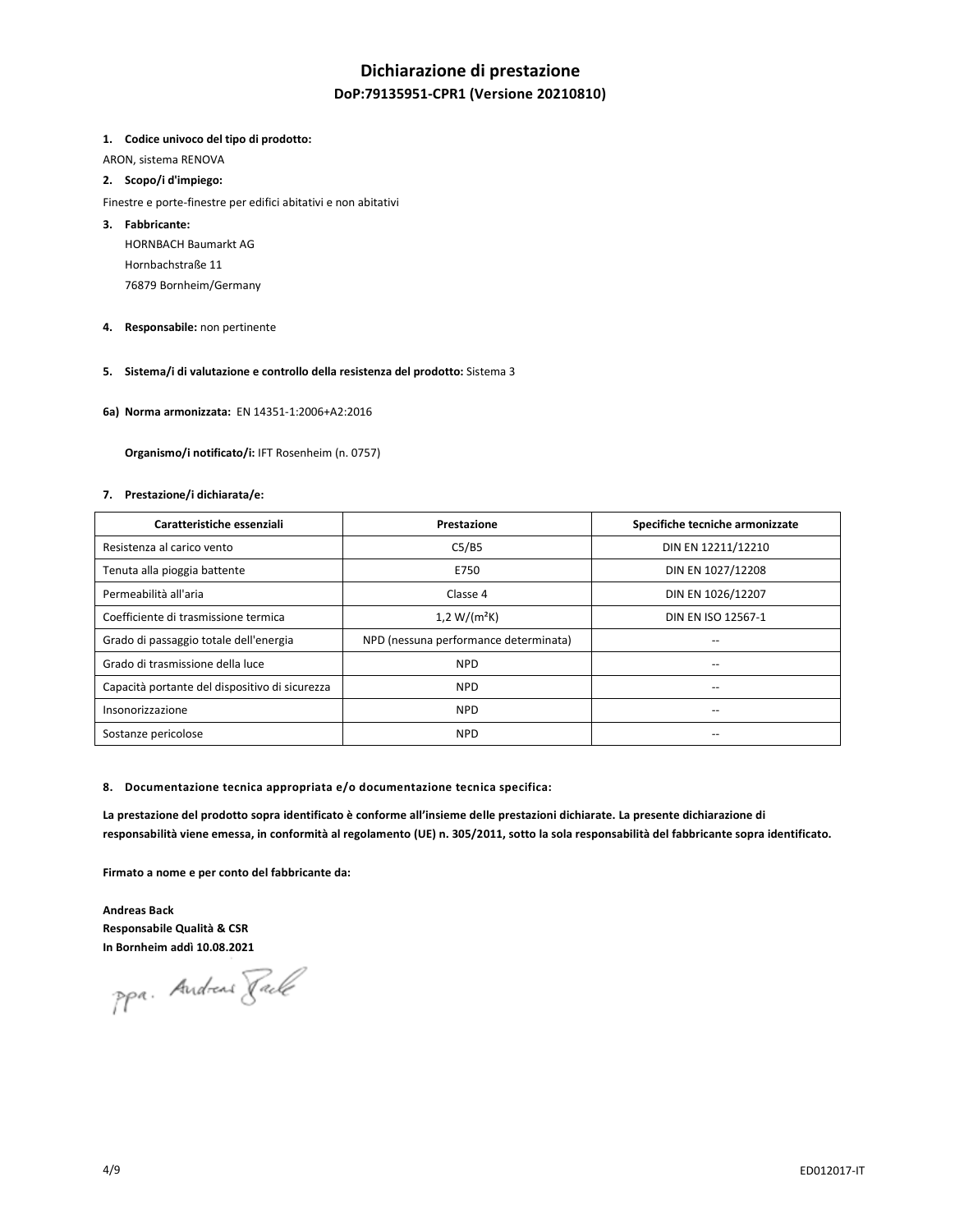# Dichiarazione di prestazione

## DoP:79135951-CPR1 (Versione 20210810)

1. **Codice univoco del tipo di prodotto:**

ARON, sistema RENOVA

2. **Scopo/i d'impiego:**

Finestre e porte-finestre per edifici abitativi e non abitativi

3. **Fabbricante:**

   HORNBACH Baumarkt AG
   Hornbachstraße 11
   76879 Bornheim/Germany

4. **Responsabile:** non pertinente

5. **Sistema/i di valutazione e controllo della resistenza del prodotto:** Sistema 3

6a) **Norma armonizzata:** EN 14351-1:2006+A2:2016

   **Organismo/i notificato/i:** IFT Rosenheim (n. 0757)

7. **Prestazione/i dichiarata/e:**

| Caratteristiche essenziali | Prestazione | Specifiche tecniche armonizzate |
|---|---|---|
| Resistenza al carico vento | C5/B5 | DIN EN 12211/12210 |
| Tenuta alla pioggia battente | E750 | DIN EN 1027/12208 |
| Permeabilità all'aria | Classe 4 | DIN EN 1026/12207 |
| Coefficiente di trasmissione termica | 1,2 $W/(m^2K)$ | DIN EN ISO 12567-1 |
| Grado di passaggio totale dell'energia | NPD (nessuna performance determinata) | -- |
| Grado di trasmissione della luce | NPD | -- |
| Capacità portante del dispositivo di sicurezza | NPD | -- |
| Insonorizzazione | NPD | -- |
| Sostanze pericolose | NPD | -- |

8. **Documentazione tecnica appropriata e/o documentazione tecnica specifica:**

**La prestazione del prodotto sopra identificato è conforme all'insieme delle prestazioni dichiarate. La presente dichiarazione di responsabilità viene emessa, in conformità al regolamento (UE) n. 305/2011, sotto la sola responsabilità del fabbricante sopra identificato.**

**Firmato a nome e per conto del fabbricante da:**

**Andreas Back**
**Responsabile Qualità & CSR**
**In Bornheim addì 10.08.2021**

ppa. Andreas Back

ED012017-IT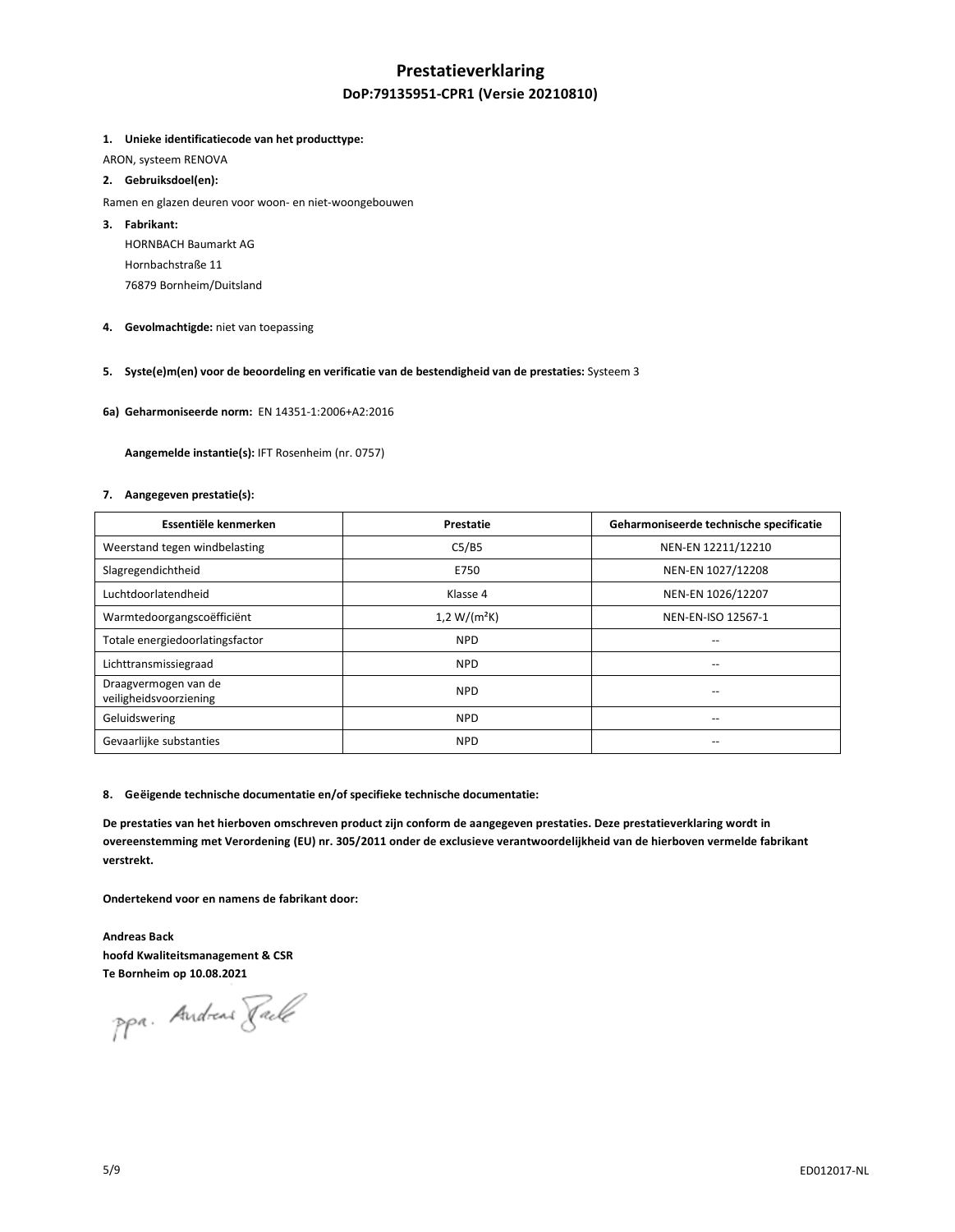# Prestatieverklaring

## DoP:79135951-CPR1 (Versie 20210810)

**1. Unieke identificatiecode van het producttype:**

ARON, systeem RENOVA

**2. Gebruiksdoel(en):**

Ramen en glazen deuren voor woon- en niet-woongebouwen

**3. Fabrikant:**

HORNBACH Baumarkt AG
Hornbachstraße 11
76879 Bornheim/Duitsland

**4. Gevolmachtigde:** niet van toepassing

**5. Syste(e)m(en) voor de beoordeling en verificatie van de bestendigheid van de prestaties:** Systeem 3

**6a) Geharmoniseerde norm:** EN 14351-1:2006+A2:2016

**Aangemelde instantie(s):** IFT Rosenheim (nr. 0757)

**7. Aangegeven prestatie(s):**

| Essentiële kenmerken | Prestatie | Geharmoniseerde technische specificatie |
|---|---|---|
| Weerstand tegen windbelasting | C5/B5 | NEN-EN 12211/12210 |
| Slagregendichtheid | E750 | NEN-EN 1027/12208 |
| Luchtdoorlatendheid | Klasse 4 | NEN-EN 1026/12207 |
| Warmtedoorgangscoëfficiënt | 1,2 W/(m²K) | NEN-EN-ISO 12567-1 |
| Totale energiedoorlatingsfactor | NPD | -- |
| Lichttransmissiegraad | NPD | -- |
| Draagvermogen van de veiligheidsvoorziening | NPD | -- |
| Geluidswering | NPD | -- |
| Gevaarlijke substanties | NPD | -- |

**8. Geëigende technische documentatie en/of specifieke technische documentatie:**

**De prestaties van het hierboven omschreven product zijn conform de aangegeven prestaties. Deze prestatieverklaring wordt in overeenstemming met Verordening (EU) nr. 305/2011 onder de exclusieve verantwoordelijkheid van de hierboven vermelde fabrikant verstrekt.**

**Ondertekend voor en namens de fabrikant door:**

**Andreas Back**
**hoofd Kwaliteitsmanagement & CSR**
**Te Bornheim op 10.08.2021**

ppa. Andreas Back

ED012017-NL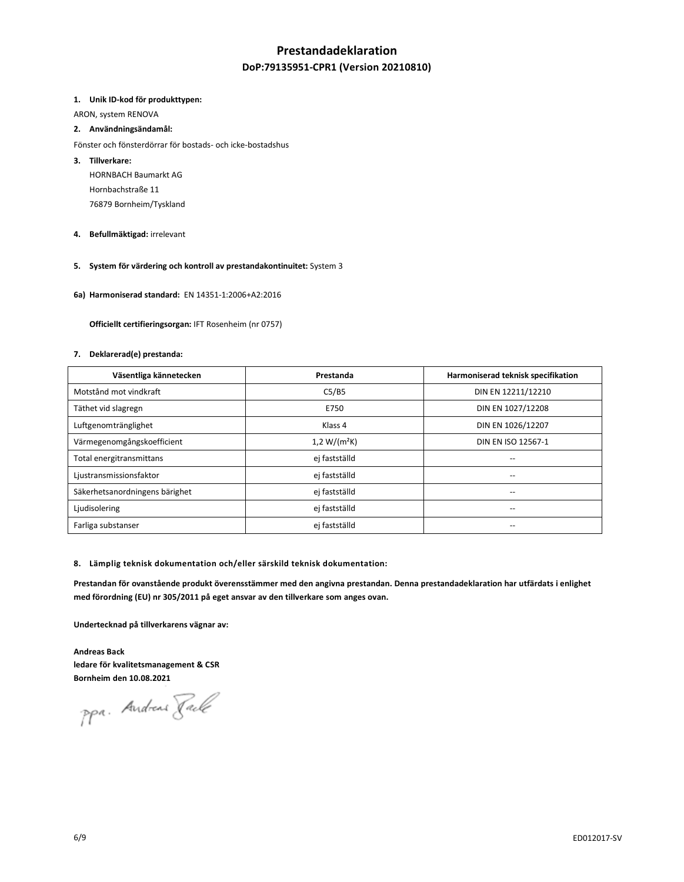# Prestandadeklaration

## DoP:79135951-CPR1 (Version 20210810)

**1. Unik ID-kod för produkttypen:**

ARON, system RENOVA

**2. Användningsändamål:**

Fönster och fönsterdörrar för bostads- och icke-bostadshus

**3. Tillverkare:**

HORNBACH Baumarkt AG
Hornbachstraße 11
76879 Bornheim/Tyskland

**4. Befullmäktigad:** irrelevant

**5. System för värdering och kontroll av prestandakontinuitet:** System 3

**6a) Harmoniserad standard:** EN 14351-1:2006+A2:2016

**Officiellt certifieringsorgan:** IFT Rosenheim (nr 0757)

**7. Deklarerad(e) prestanda:**

| Väsentliga kännetecken | Prestanda | Harmoniserad teknisk specifikation |
|---|---|---|
| Motstånd mot vindkraft | C5/B5 | DIN EN 12211/12210 |
| Täthet vid slagregn | E750 | DIN EN 1027/12208 |
| Luftgenomtränglighet | Klass 4 | DIN EN 1026/12207 |
| Värmegenomgångskoefficient | 1,2 $W/(m^2K)$ | DIN EN ISO 12567-1 |
| Total energitransmittans | ej fastställd | -- |
| Ljustransmissionsfaktor | ej fastställd | -- |
| Säkerhetsanordningens bärighet | ej fastställd | -- |
| Ljudisolering | ej fastställd | -- |
| Farliga substanser | ej fastställd | -- |

**8. Lämplig teknisk dokumentation och/eller särskild teknisk dokumentation:**

**Prestandan för ovanstående produkt överensstämmer med den angivna prestandan. Denna prestandadeklaration har utfärdats i enlighet med förordning (EU) nr 305/2011 på eget ansvar av den tillverkare som anges ovan.**

**Undertecknad på tillverkarens vägnar av:**

**Andreas Back**
**ledare för kvalitetsmanagement & CSR**
**Bornheim den 10.08.2021**

ppa. Andreas Back

ED012017-SV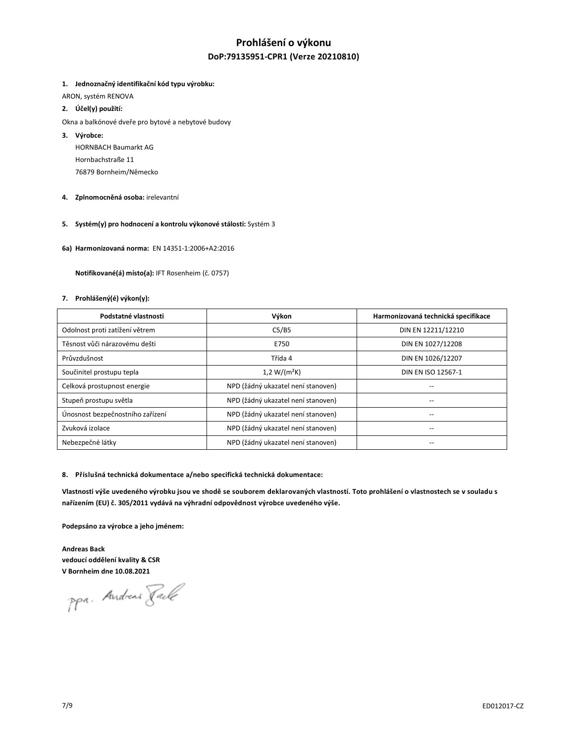# Prohlášení o výkonu

## DoP:79135951-CPR1 (Verze 20210810)

**1. Jednoznačný identifikační kód typu výrobku:**

ARON, systém RENOVA

**2. Účel(y) použití:**

Okna a balkónové dveře pro bytové a nebytové budovy

**3. Výrobce:**

HORNBACH Baumarkt AG
Hornbachstraße 11
76879 Bornheim/Německo

**4. Zplnomocněná osoba:** irelevantní

**5. Systém(y) pro hodnocení a kontrolu výkonové stálosti:** Systém 3

**6a) Harmonizovaná norma:** EN 14351-1:2006+A2:2016

**Notifikované(á) místo(a):** IFT Rosenheim (č. 0757)

**7. Prohlášený(é) výkon(y):**

| Podstatné vlastnosti | Výkon | Harmonizovaná technická specifikace |
|---|---|---|
| Odolnost proti zatížení větrem | C5/B5 | DIN EN 12211/12210 |
| Těsnost vůči nárazovému dešti | E750 | DIN EN 1027/12208 |
| Průvzdušnost | Třída 4 | DIN EN 1026/12207 |
| Součinitel prostupu tepla | 1,2 W/(m²K) | DIN EN ISO 12567-1 |
| Celková prostupnost energie | NPD (žádný ukazatel není stanoven) | -- |
| Stupeň prostupu světla | NPD (žádný ukazatel není stanoven) | -- |
| Únosnost bezpečnostního zařízení | NPD (žádný ukazatel není stanoven) | -- |
| Zvuková izolace | NPD (žádný ukazatel není stanoven) | -- |
| Nebezpečné látky | NPD (žádný ukazatel není stanoven) | -- |

**8. Příslušná technická dokumentace a/nebo specifická technická dokumentace:**

**Vlastnosti výše uvedeného výrobku jsou ve shodě se souborem deklarovaných vlastností. Toto prohlášení o vlastnostech se v souladu s nařízením (EU) č. 305/2011 vydává na výhradní odpovědnost výrobce uvedeného výše.**

**Podepsáno za výrobce a jeho jménem:**

**Andreas Back**
**vedoucí oddělení kvality & CSR**
**V Bornheim dne 10.08.2021**

ppa. Andreas Back

ED012017-CZ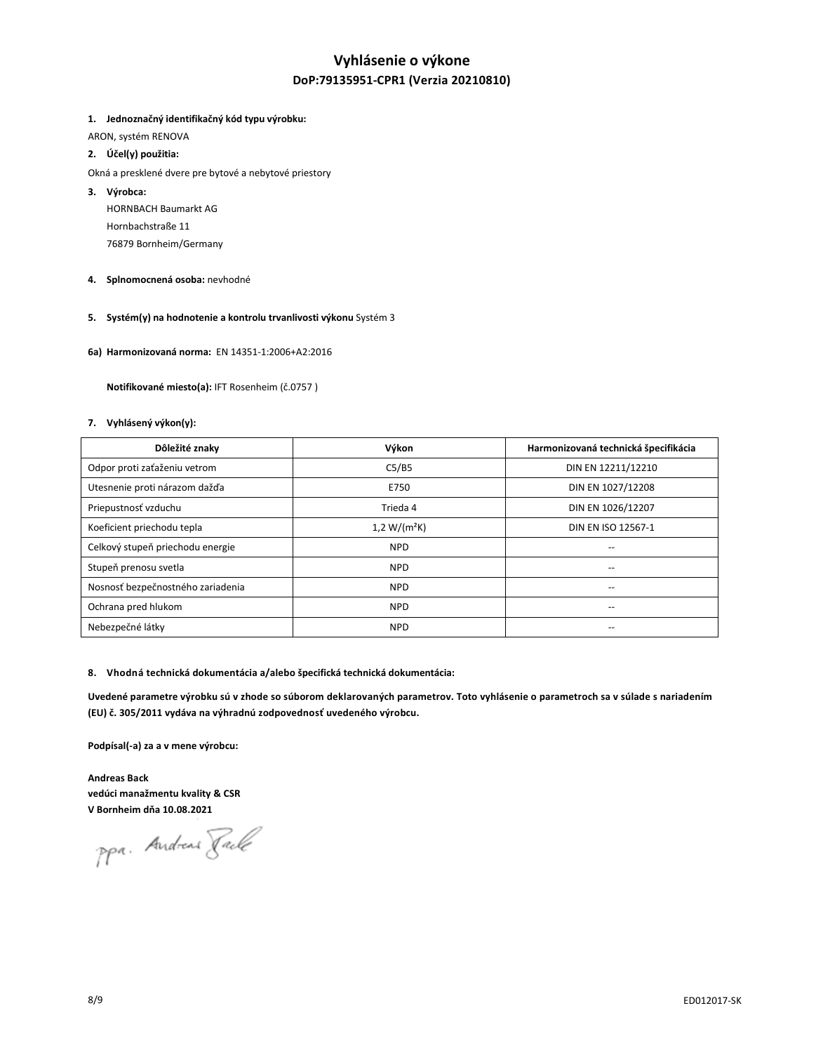# Vyhlásenie o výkone

## DoP:79135951-CPR1 (Verzia 20210810)

1. **Jednoznačný identifikačný kód typu výrobku:**

ARON, systém RENOVA

2. **Účel(y) použitia:**

Okná a presklené dvere pre bytové a nebytové priestory

3. **Výrobca:**

   HORNBACH Baumarkt AG
   Hornbachstraße 11
   76879 Bornheim/Germany

4. **Splnomocnená osoba:** nevhodné

5. **Systém(y) na hodnotenie a kontrolu trvanlivosti výkonu** Systém 3

**6a) Harmonizovaná norma:** EN 14351-1:2006+A2:2016

**Notifikované miesto(a):** IFT Rosenheim (č.0757 )

7. **Vyhlásený výkon(y):**

| Dôležité znaky | Výkon | Harmonizovaná technická špecifikácia |
|---|---|---|
| Odpor proti zaťaženiu vetrom | C5/B5 | DIN EN 12211/12210 |
| Utesnenie proti nárazom dažďa | E750 | DIN EN 1027/12208 |
| Priepustnosť vzduchu | Trieda 4 | DIN EN 1026/12207 |
| Koeficient priechodu tepla | 1,2 W/(m²K) | DIN EN ISO 12567-1 |
| Celkový stupeň priechodu energie | NPD | -- |
| Stupeň prenosu svetla | NPD | -- |
| Nosnosť bezpečnostného zariadenia | NPD | -- |
| Ochrana pred hlukom | NPD | -- |
| Nebezpečné látky | NPD | -- |

8. **Vhodná technická dokumentácia a/alebo špecifická technická dokumentácia:**

**Uvedené parametre výrobku sú v zhode so súborom deklarovaných parametrov. Toto vyhlásenie o parametroch sa v súlade s nariadením (EU) č. 305/2011 vydáva na výhradnú zodpovednosť uvedeného výrobcu.**

**Podpísal(-a) za a v mene výrobcu:**

**Andreas Back**
**vedúci manažmentu kvality & CSR**
**V Bornheim dňa 10.08.2021**

ppa. Andreas Back

ED012017-SK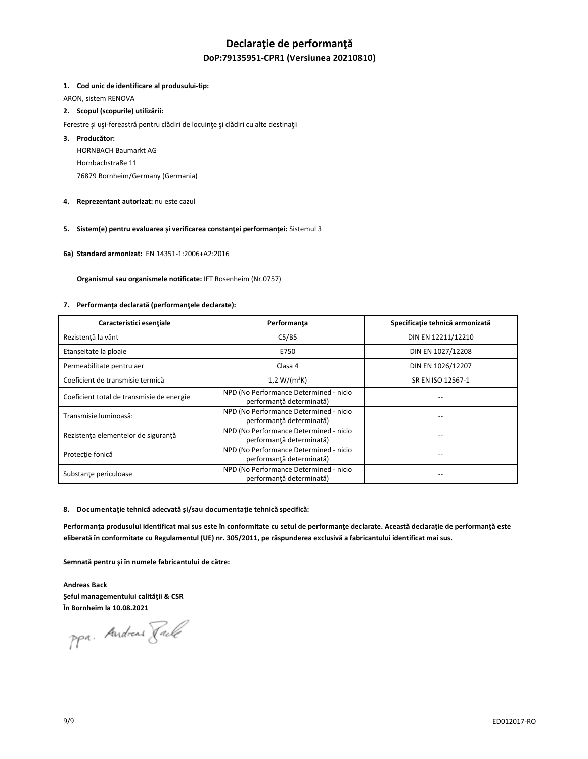# Declaraţie de performanţă

## DoP:79135951-CPR1 (Versiunea 20210810)

**1. Cod unic de identificare al produsului-tip:**

ARON, sistem RENOVA

**2. Scopul (scopurile) utilizării:**

Ferestre şi uşi-fereastră pentru clădiri de locuinţe şi clădiri cu alte destinaţii

**3. Producător:**

HORNBACH Baumarkt AG
Hornbachstraße 11
76879 Bornheim/Germany (Germania)

**4. Reprezentant autorizat:** nu este cazul

**5. Sistem(e) pentru evaluarea şi verificarea constanţei performanţei:** Sistemul 3

**6a) Standard armonizat:** EN 14351-1:2006+A2:2016

**Organismul sau organismele notificate:** IFT Rosenheim (Nr.0757)

**7. Performanţa declarată (performanţele declarate):**

| Caracteristici esenţiale | Performanţa | Specificaţie tehnică armonizată |
|---|---|---|
| Rezistenţă la vânt | C5/B5 | DIN EN 12211/12210 |
| Etanşeitate la ploaie | E750 | DIN EN 1027/12208 |
| Permeabilitate pentru aer | Clasa 4 | DIN EN 1026/12207 |
| Coeficient de transmisie termică | 1,2 W/(m²K) | SR EN ISO 12567-1 |
| Coeficient total de transmisie de energie | NPD (No Performance Determined - nicio performanţă determinată) | -- |
| Transmisie luminoasă: | NPD (No Performance Determined - nicio performanţă determinată) | -- |
| Rezistenţa elementelor de siguranţă | NPD (No Performance Determined - nicio performanţă determinată) | -- |
| Protecţie fonică | NPD (No Performance Determined - nicio performanţă determinată) | -- |
| Substanţe periculoase | NPD (No Performance Determined - nicio performanţă determinată) | -- |

**8. Documentaţie tehnică adecvată şi/sau documentaţie tehnică specifică:**

**Performanţa produsului identificat mai sus este în conformitate cu setul de performanţe declarate. Această declaraţie de performanţă este eliberată în conformitate cu Regulamentul (UE) nr. 305/2011, pe răspunderea exclusivă a fabricantului identificat mai sus.**

**Semnată pentru şi în numele fabricantului de către:**

**Andreas Back**
**Şeful managementului calităţii & CSR**
**În Bornheim la 10.08.2021**

ppa. Andreas Back

ED012017-RO